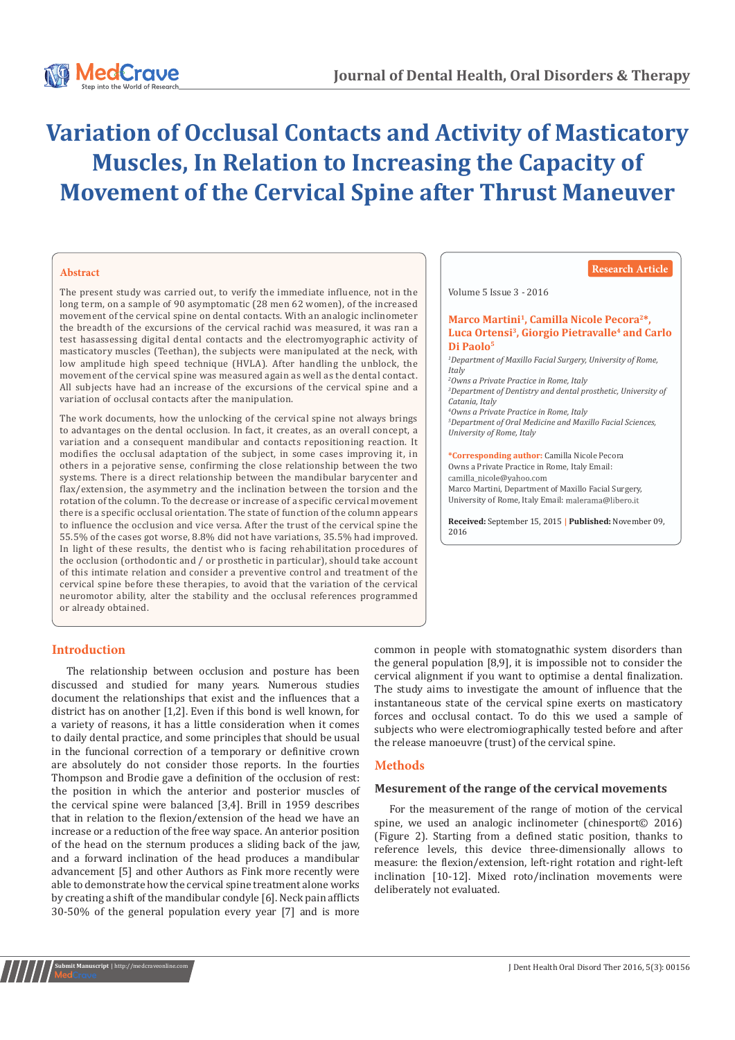# Variation of Occlusal Contacts and Activity of Masticatory Muscles, In Relation to Increasing the Capacity of Movement of the Cervical Spine after Thrust Maneuver

Research Article

Volume 5 Issue 3 - 2016

**Marco Martini[1], Camilla Nicole Pecora[2]\*, Luca Ortensi[3], Giorgio Pietravalle[4] and Carlo Di Paolo[5]**

[1]*Department of Maxillo Facial Surgery, University of Rome, Italy*
[2]*Owns a Private Practice in Rome, Italy*
[3]*Department of Dentistry and dental prosthetic, University of Catania, Italy*
[4]*Owns a Private Practice in Rome, Italy*
[5]*Department of Oral Medicine and Maxillo Facial Sciences, University of Rome, Italy*

**\*Corresponding author:** Camilla Nicole Pecora Owns a Private Practice in Rome, Italy Email: camilla_nicole@yahoo.com
Marco Martini, Department of Maxillo Facial Surgery, University of Rome, Italy Email: malerama@libero.it

**Received:** September 15, 2015 | **Published:** November 09, 2016

## Abstract

The present study was carried out, to verify the immediate influence, not in the long term, on a sample of 90 asymptomatic (28 men 62 women), of the increased movement of the cervical spine on dental contacts. With an analogic inclinometer the breadth of the excursions of the cervical rachid was measured, it was ran a test hasassessing digital dental contacts and the electromyographic activity of masticatory muscles (Teethan), the subjects were manipulated at the neck, with low amplitude high speed technique (HVLA). After handling the unblock, the movement of the cervical spine was measured again as well as the dental contact. All subjects have had an increase of the excursions of the cervical spine and a variation of occlusal contacts after the manipulation.

The work documents, how the unlocking of the cervical spine not always brings to advantages on the dental occlusion. In fact, it creates, as an overall concept, a variation and a consequent mandibular and contacts repositioning reaction. It modifies the occlusal adaptation of the subject, in some cases improving it, in others in a pejorative sense, confirming the close relationship between the two systems. There is a direct relationship between the mandibular barycenter and flax/extension, the asymmetry and the inclination between the torsion and the rotation of the column. To the decrease or increase of a specific cervical movement there is a specific occlusal orientation. The state of function of the column appears to influence the occlusion and vice versa. After the trust of the cervical spine the 55.5% of the cases got worse, 8.8% did not have variations, 35.5% had improved. In light of these results, the dentist who is facing rehabilitation procedures of the occlusion (orthodontic and / or prosthetic in particular), should take account of this intimate relation and consider a preventive control and treatment of the cervical spine before these therapies, to avoid that the variation of the cervical neuromotor ability, alter the stability and the occlusal references programmed or already obtained.

## Introduction

The relationship between occlusion and posture has been discussed and studied for many years. Numerous studies document the relationships that exist and the influences that a district has on another [1,2]. Even if this bond is well known, for a variety of reasons, it has a little consideration when it comes to daily dental practice, and some principles that should be usual in the funcional correction of a temporary or definitive crown are absolutely do not consider those reports. In the fourties Thompson and Brodie gave a definition of the occlusion of rest: the position in which the anterior and posterior muscles of the cervical spine were balanced [3,4]. Brill in 1959 describes that in relation to the flexion/extension of the head we have an increase or a reduction of the free way space. An anterior position of the head on the sternum produces a sliding back of the jaw, and a forward inclination of the head produces a mandibular advancement [5] and other Authors as Fink more recently were able to demonstrate how the cervical spine treatment alone works by creating a shift of the mandibular condyle [6]. Neck pain afflicts 30-50% of the general population every year [7] and is more common in people with stomatognathic system disorders than the general population [8,9], it is impossible not to consider the cervical alignment if you want to optimise a dental finalization. The study aims to investigate the amount of influence that the instantaneous state of the cervical spine exerts on masticatory forces and occlusal contact. To do this we used a sample of subjects who were electromiographically tested before and after the release manoeuvre (trust) of the cervical spine.

## Methods

### Mesurement of the range of the cervical movements

For the measurement of the range of motion of the cervical spine, we used an analogic inclinometer (chinesport© 2016) (Figure 2). Starting from a defined static position, thanks to reference levels, this device three-dimensionally allows to measure: the flexion/extension, left-right rotation and right-left inclination [10-12]. Mixed roto/inclination movements were deliberately not evaluated.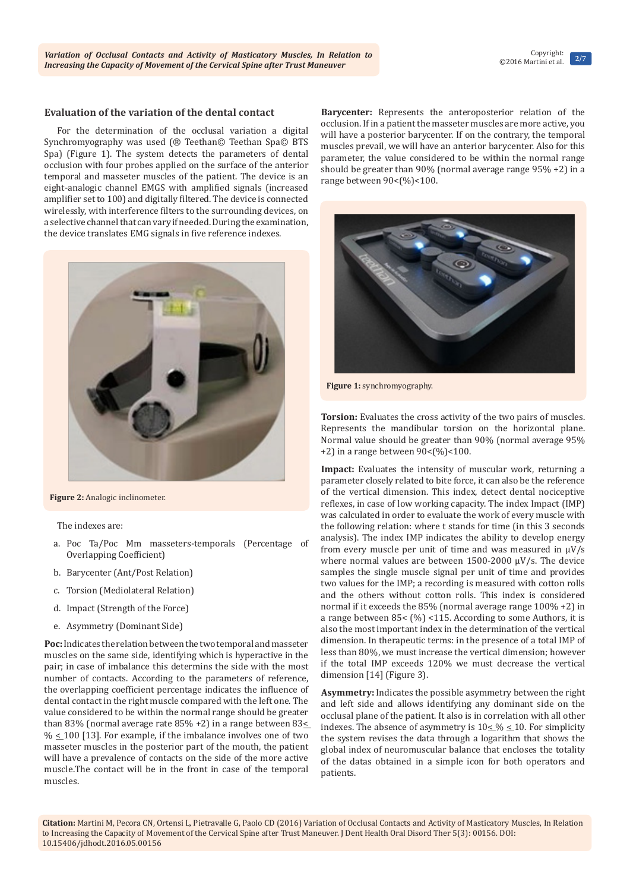## Evaluation of the variation of the dental contact

For the determination of the occlusal variation a digital Synchromyography was used (® Teethan© Teethan Spa© BTS Spa) (Figure 1). The system detects the parameters of dental occlusion with four probes applied on the surface of the anterior temporal and masseter muscles of the patient. The device is an eight-analogic channel EMGS with amplified signals (increased amplifier set to 100) and digitally filtered. The device is connected wirelessly, with interference filters to the surrounding devices, on a selective channel that can vary if needed. During the examination, the device translates EMG signals in five reference indexes.

**Figure 2:** Analogic inclinometer.

The indexes are:

a. Poc Ta/Poc Mm masseters-temporals (Percentage of Overlapping Coefficient)

b. Barycenter (Ant/Post Relation)

c. Torsion (Mediolateral Relation)

d. Impact (Strength of the Force)

e. Asymmetry (Dominant Side)

**Poc:** Indicates the relation between the two temporal and masseter muscles on the same side, identifying which is hyperactive in the pair; in case of imbalance this determins the side with the most number of contacts. According to the parameters of reference, the overlapping coefficient percentage indicates the influence of dental contact in the right muscle compared with the left one. The value considered to be within the normal range should be greater than 83% (normal average rate 85% +2) in a range between 83≤ % ≤ 100 [13]. For example, if the imbalance involves one of two masseter muscles in the posterior part of the mouth, the patient will have a prevalence of contacts on the side of the more active muscle.The contact will be in the front in case of the temporal muscles.

**Barycenter:** Represents the anteroposterior relation of the occlusion. If in a patient the masseter muscles are more active, you will have a posterior barycenter. If on the contrary, the temporal muscles prevail, we will have an anterior barycenter. Also for this parameter, the value considered to be within the normal range should be greater than 90% (normal average range 95% +2) in a range between 90<(%)<100.

**Figure 1:** synchromyography.

**Torsion:** Evaluates the cross activity of the two pairs of muscles. Represents the mandibular torsion on the horizontal plane. Normal value should be greater than 90% (normal average 95% +2) in a range between 90<(%)<100.

**Impact:** Evaluates the intensity of muscular work, returning a parameter closely related to bite force, it can also be the reference of the vertical dimension. This index, detect dental nociceptive reflexes, in case of low working capacity. The index Impact (IMP) was calculated in order to evaluate the work of every muscle with the following relation: where t stands for time (in this 3 seconds analysis). The index IMP indicates the ability to develop energy from every muscle per unit of time and was measured in µV/s where normal values are between 1500-2000 µV/s. The device samples the single muscle signal per unit of time and provides two values for the IMP; a recording is measured with cotton rolls and the others without cotton rolls. This index is considered normal if it exceeds the 85% (normal average range 100% +2) in a range between 85< (%) <115. According to some Authors, it is also the most important index in the determination of the vertical dimension. In therapeutic terms: in the presence of a total IMP of less than 80%, we must increase the vertical dimension; however if the total IMP exceeds 120% we must decrease the vertical dimension [14] (Figure 3).

**Asymmetry:** Indicates the possible asymmetry between the right and left side and allows identifying any dominant side on the occlusal plane of the patient. It also is in correlation with all other indexes. The absence of asymmetry is 10≤ % ≤ 10. For simplicity the system revises the data through a logarithm that shows the global index of neuromuscular balance that encloses the totality of the datas obtained in a simple icon for both operators and patients.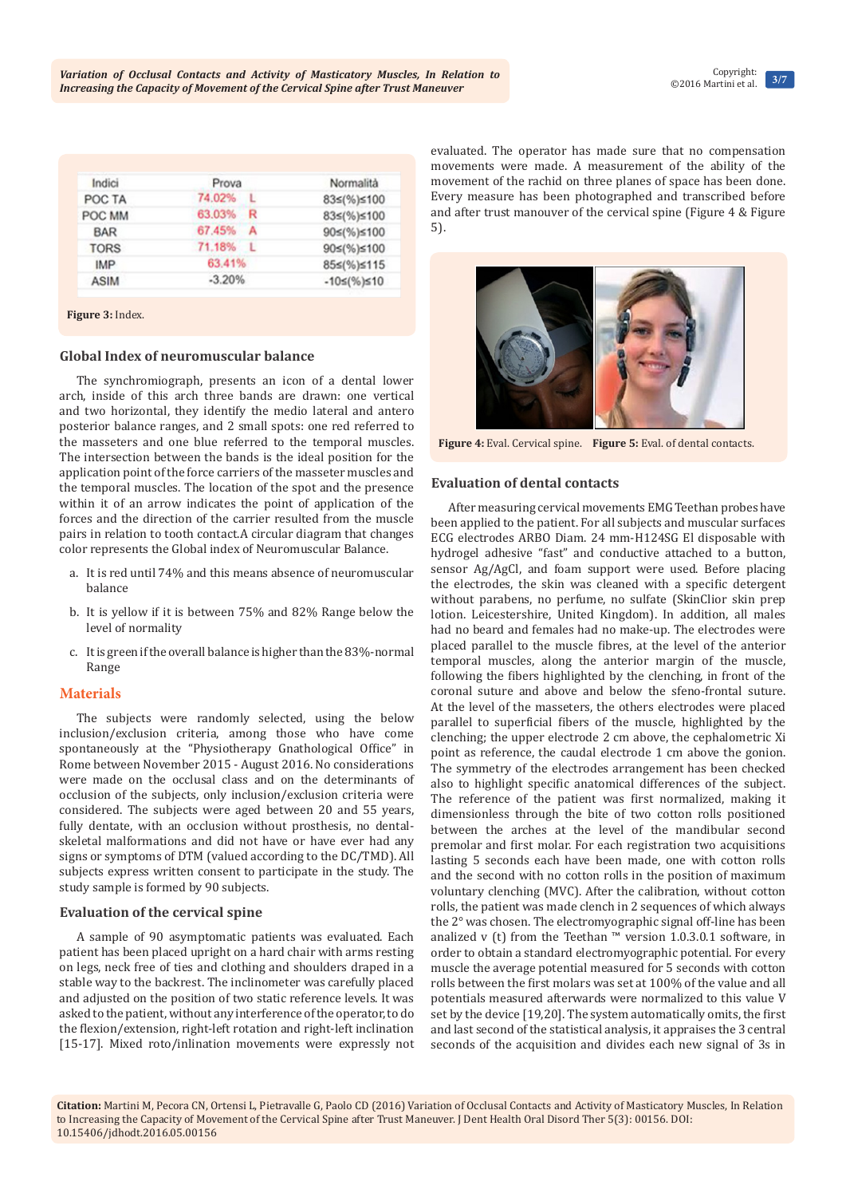| Indici | Prova | | Normalità |
|---|---|---|---|
| POC TA | 74.02% | L | 83≤(%)≤100 |
| POC MM | 63.03% | R | 83≤(%)≤100 |
| BAR | 67.45% | A | 90≤(%)≤100 |
| TORS | 71.18% | L | 90≤(%)≤100 |
| IMP | 63.41% | | 85≤(%)≤115 |
| ASIM | -3.20% | | -10≤(%)≤10 |

**Figure 3:** Index.

### Global Index of neuromuscular balance

The synchromiograph, presents an icon of a dental lower arch, inside of this arch three bands are drawn: one vertical and two horizontal, they identify the medio lateral and antero posterior balance ranges, and 2 small spots: one red referred to the masseters and one blue referred to the temporal muscles. The intersection between the bands is the ideal position for the application point of the force carriers of the masseter muscles and the temporal muscles. The location of the spot and the presence within it of an arrow indicates the point of application of the forces and the direction of the carrier resulted from the muscle pairs in relation to tooth contact.A circular diagram that changes color represents the Global index of Neuromuscular Balance.

a. It is red until 74% and this means absence of neuromuscular balance

b. It is yellow if it is between 75% and 82% Range below the level of normality

c. It is green if the overall balance is higher than the 83%-normal Range

## Materials

The subjects were randomly selected, using the below inclusion/exclusion criteria, among those who have come spontaneously at the "Physiotherapy Gnathological Office" in Rome between November 2015 - August 2016. No considerations were made on the occlusal class and on the determinants of occlusion of the subjects, only inclusion/exclusion criteria were considered. The subjects were aged between 20 and 55 years, fully dentate, with an occlusion without prosthesis, no dental-skeletal malformations and did not have or have ever had any signs or symptoms of DTM (valued according to the DC/TMD). All subjects express written consent to participate in the study. The study sample is formed by 90 subjects.

### Evaluation of the cervical spine

A sample of 90 asymptomatic patients was evaluated. Each patient has been placed upright on a hard chair with arms resting on legs, neck free of ties and clothing and shoulders draped in a stable way to the backrest. The inclinometer was carefully placed and adjusted on the position of two static reference levels. It was asked to the patient, without any interference of the operator, to do the flexion/extension, right-left rotation and right-left inclination [15-17]. Mixed roto/inlination movements were expressly not evaluated. The operator has made sure that no compensation movements were made. A measurement of the ability of the movement of the rachid on three planes of space has been done. Every measure has been photographed and transcribed before and after trust manouver of the cervical spine (Figure 4 & Figure 5).

**Figure 4:** Eval. Cervical spine. **Figure 5:** Eval. of dental contacts.

### Evaluation of dental contacts

After measuring cervical movements EMG Teethan probes have been applied to the patient. For all subjects and muscular surfaces ECG electrodes ARBO Diam. 24 mm-H124SG El disposable with hydrogel adhesive "fast" and conductive attached to a button, sensor Ag/AgCl, and foam support were used. Before placing the electrodes, the skin was cleaned with a specific detergent without parabens, no perfume, no sulfate (SkinClior skin prep lotion. Leicestershire, United Kingdom). In addition, all males had no beard and females had no make-up. The electrodes were placed parallel to the muscle fibres, at the level of the anterior temporal muscles, along the anterior margin of the muscle, following the fibers highlighted by the clenching, in front of the coronal suture and above and below the sfeno-frontal suture. At the level of the masseters, the others electrodes were placed parallel to superficial fibers of the muscle, highlighted by the clenching; the upper electrode 2 cm above, the cephalometric Xi point as reference, the caudal electrode 1 cm above the gonion. The symmetry of the electrodes arrangement has been checked also to highlight specific anatomical differences of the subject. The reference of the patient was first normalized, making it dimensionless through the bite of two cotton rolls positioned between the arches at the level of the mandibular second premolar and first molar. For each registration two acquisitions lasting 5 seconds each have been made, one with cotton rolls and the second with no cotton rolls in the position of maximum voluntary clenching (MVC). After the calibration, without cotton rolls, the patient was made clench in 2 sequences of which always the 2° was chosen. The electromyographic signal off-line has been analized v (t) from the Teethan ™ version 1.0.3.0.1 software, in order to obtain a standard electromyographic potential. For every muscle the average potential measured for 5 seconds with cotton rolls between the first molars was set at 100% of the value and all potentials measured afterwards were normalized to this value V set by the device [19,20]. The system automatically omits, the first and last second of the statistical analysis, it appraises the 3 central seconds of the acquisition and divides each new signal of 3s in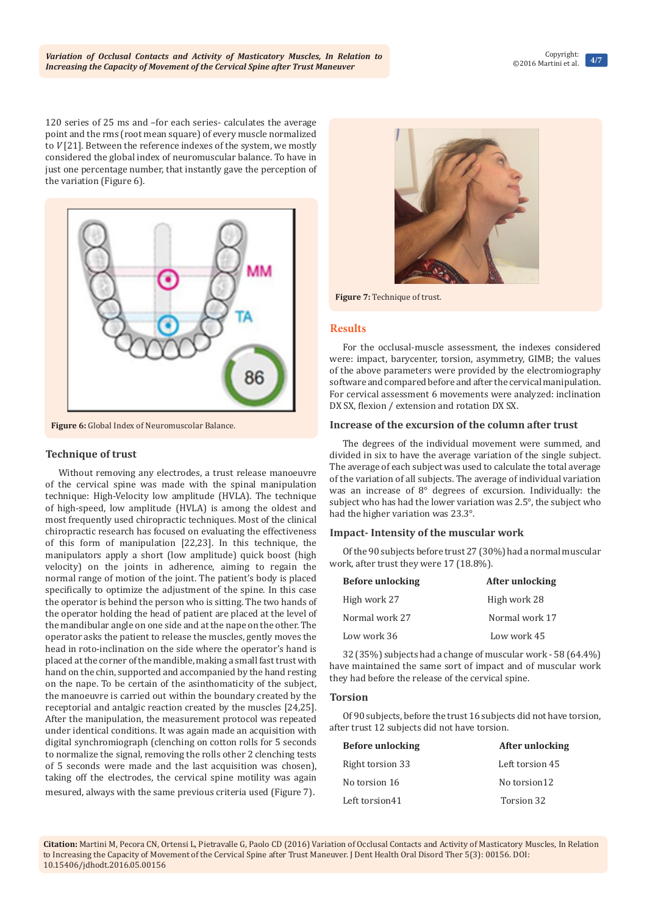120 series of 25 ms and –for each series- calculates the average point and the rms (root mean square) of every muscle normalized to *V* [21]. Between the reference indexes of the system, we mostly considered the global index of neuromuscular balance. To have in just one percentage number, that instantly gave the perception of the variation (Figure 6).

**Figure 6:** Global Index of Neuromuscolar Balance.

### Technique of trust

Without removing any electrodes, a trust release manoeuvre of the cervical spine was made with the spinal manipulation technique: High-Velocity low amplitude (HVLA). The technique of high-speed, low amplitude (HVLA) is among the oldest and most frequently used chiropractic techniques. Most of the clinical chiropractic research has focused on evaluating the effectiveness of this form of manipulation [22,23]. In this technique, the manipulators apply a short (low amplitude) quick boost (high velocity) on the joints in adherence, aiming to regain the normal range of motion of the joint. The patient's body is placed specifically to optimize the adjustment of the spine. In this case the operator is behind the person who is sitting. The two hands of the operator holding the head of patient are placed at the level of the mandibular angle on one side and at the nape on the other. The operator asks the patient to release the muscles, gently moves the head in roto-inclination on the side where the operator's hand is placed at the corner of the mandible, making a small fast trust with hand on the chin, supported and accompanied by the hand resting on the nape. To be certain of the asinthomaticity of the subject, the manoeuvre is carried out within the boundary created by the receptorial and antalgic reaction created by the muscles [24,25]. After the manipulation, the measurement protocol was repeated under identical conditions. It was again made an acquisition with digital synchromiograph (clenching on cotton rolls for 5 seconds to normalize the signal, removing the rolls other 2 clenching tests of 5 seconds were made and the last acquisition was chosen), taking off the electrodes, the cervical spine motility was again mesured, always with the same previous criteria used (Figure 7).

**Figure 7:** Technique of trust.

## Results

For the occlusal-muscle assessment, the indexes considered were: impact, barycenter, torsion, asymmetry, GIMB; the values of the above parameters were provided by the electromiography software and compared before and after the cervical manipulation. For cervical assessment 6 movements were analyzed: inclination DX SX, flexion / extension and rotation DX SX.

### Increase of the excursion of the column after trust

The degrees of the individual movement were summed, and divided in six to have the average variation of the single subject. The average of each subject was used to calculate the total average of the variation of all subjects. The average of individual variation was an increase of 8° degrees of excursion. Individually: the subject who has had the lower variation was 2.5°, the subject who had the higher variation was 23.3°.

### Impact- Intensity of the muscular work

Of the 90 subjects before trust 27 (30%) had a normal muscular work, after trust they were 17 (18.8%).

| Before unlocking | After unlocking |
|---|---|
| High work 27 | High work 28 |
| Normal work 27 | Normal work 17 |
| Low work 36 | Low work 45 |

32 (35%) subjects had a change of muscular work - 58 (64.4%) have maintained the same sort of impact and of muscular work they had before the release of the cervical spine.

### Torsion

Of 90 subjects, before the trust 16 subjects did not have torsion, after trust 12 subjects did not have torsion.

| Before unlocking | After unlocking |
|---|---|
| Right torsion 33 | Left torsion 45 |
| No torsion 16 | No torsion12 |
| Left torsion41 | Torsion 32 |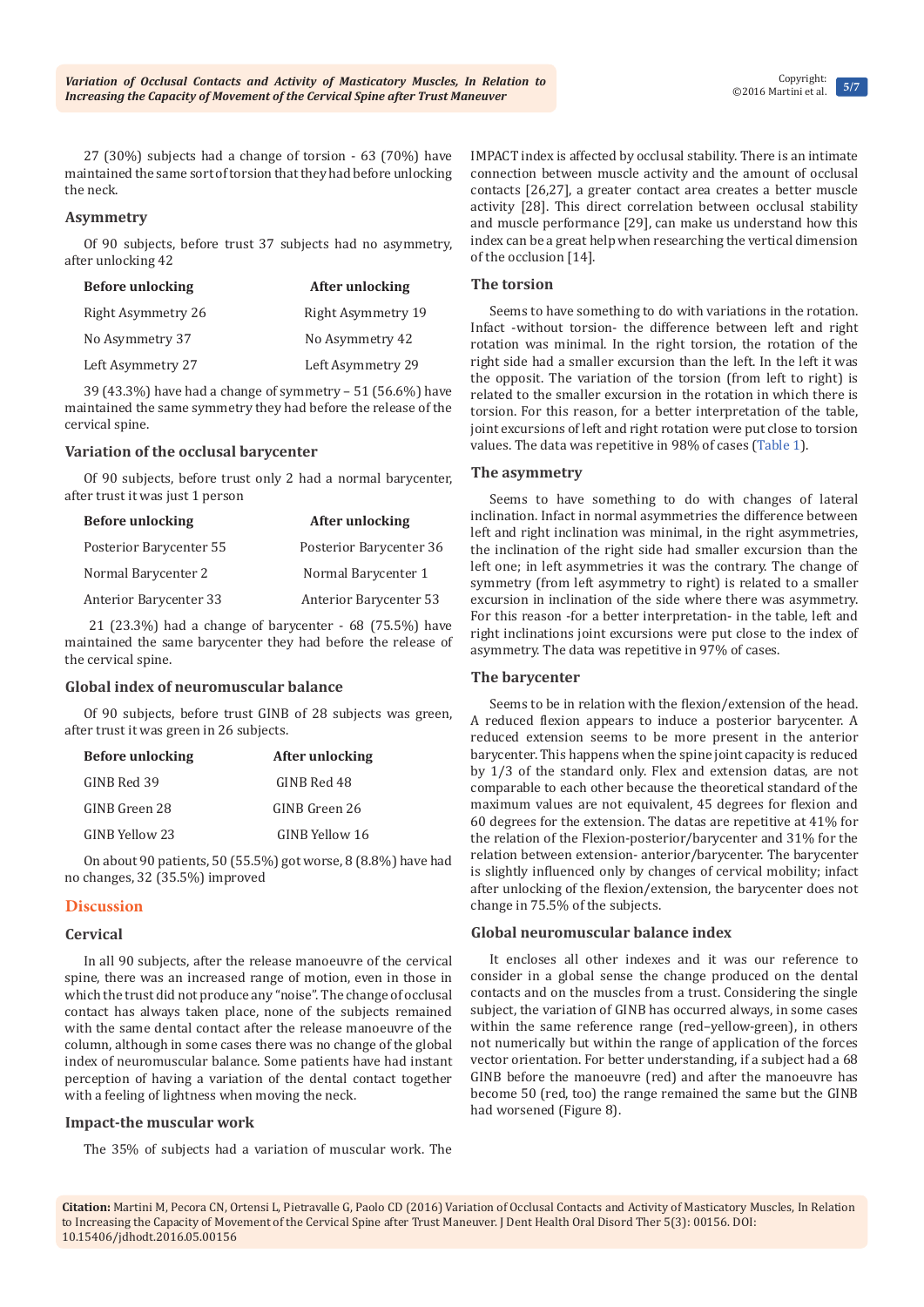27 (30%) subjects had a change of torsion - 63 (70%) have maintained the same sort of torsion that they had before unlocking the neck.

### Asymmetry

Of 90 subjects, before trust 37 subjects had no asymmetry, after unlocking 42

| Before unlocking | After unlocking |
|---|---|
| Right Asymmetry 26 | Right Asymmetry 19 |
| No Asymmetry 37 | No Asymmetry 42 |
| Left Asymmetry 27 | Left Asymmetry 29 |

39 (43.3%) have had a change of symmetry – 51 (56.6%) have maintained the same symmetry they had before the release of the cervical spine.

### Variation of the occlusal barycenter

Of 90 subjects, before trust only 2 had a normal barycenter, after trust it was just 1 person

| Before unlocking | After unlocking |
|---|---|
| Posterior Barycenter 55 | Posterior Barycenter 36 |
| Normal Barycenter 2 | Normal Barycenter 1 |
| Anterior Barycenter 33 | Anterior Barycenter 53 |

21 (23.3%) had a change of barycenter - 68 (75.5%) have maintained the same barycenter they had before the release of the cervical spine.

### Global index of neuromuscular balance

Of 90 subjects, before trust GINB of 28 subjects was green, after trust it was green in 26 subjects.

| Before unlocking | After unlocking |
|---|---|
| GINB Red 39 | GINB Red 48 |
| GINB Green 28 | GINB Green 26 |
| GINB Yellow 23 | GINB Yellow 16 |

On about 90 patients, 50 (55.5%) got worse, 8 (8.8%) have had no changes, 32 (35.5%) improved

## Discussion

### Cervical

In all 90 subjects, after the release manoeuvre of the cervical spine, there was an increased range of motion, even in those in which the trust did not produce any "noise". The change of occlusal contact has always taken place, none of the subjects remained with the same dental contact after the release manoeuvre of the column, although in some cases there was no change of the global index of neuromuscular balance. Some patients have had instant perception of having a variation of the dental contact together with a feeling of lightness when moving the neck.

### Impact-the muscular work

The 35% of subjects had a variation of muscular work. The IMPACT index is affected by occlusal stability. There is an intimate connection between muscle activity and the amount of occlusal contacts [26,27], a greater contact area creates a better muscle activity [28]. This direct correlation between occlusal stability and muscle performance [29], can make us understand how this index can be a great help when researching the vertical dimension of the occlusion [14].

### The torsion

Seems to have something to do with variations in the rotation. Infact -without torsion- the difference between left and right rotation was minimal. In the right torsion, the rotation of the right side had a smaller excursion than the left. In the left it was the opposit. The variation of the torsion (from left to right) is related to the smaller excursion in the rotation in which there is torsion. For this reason, for a better interpretation of the table, joint excursions of left and right rotation were put close to torsion values. The data was repetitive in 98% of cases (Table 1).

### The asymmetry

Seems to have something to do with changes of lateral inclination. Infact in normal asymmetries the difference between left and right inclination was minimal, in the right asymmetries, the inclination of the right side had smaller excursion than the left one; in left asymmetries it was the contrary. The change of symmetry (from left asymmetry to right) is related to a smaller excursion in inclination of the side where there was asymmetry. For this reason -for a better interpretation- in the table, left and right inclinations joint excursions were put close to the index of asymmetry. The data was repetitive in 97% of cases.

### The barycenter

Seems to be in relation with the flexion/extension of the head. A reduced flexion appears to induce a posterior barycenter. A reduced extension seems to be more present in the anterior barycenter. This happens when the spine joint capacity is reduced by 1/3 of the standard only. Flex and extension datas, are not comparable to each other because the theoretical standard of the maximum values are not equivalent, 45 degrees for flexion and 60 degrees for the extension. The datas are repetitive at 41% for the relation of the Flexion-posterior/barycenter and 31% for the relation between extension- anterior/barycenter. The barycenter is slightly influenced only by changes of cervical mobility; infact after unlocking of the flexion/extension, the barycenter does not change in 75.5% of the subjects.

### Global neuromuscular balance index

It encloses all other indexes and it was our reference to consider in a global sense the change produced on the dental contacts and on the muscles from a trust. Considering the single subject, the variation of GINB has occurred always, in some cases within the same reference range (red–yellow-green), in others not numerically but within the range of application of the forces vector orientation. For better understanding, if a subject had a 68 GINB before the manoeuvre (red) and after the manoeuvre has become 50 (red, too) the range remained the same but the GINB had worsened (Figure 8).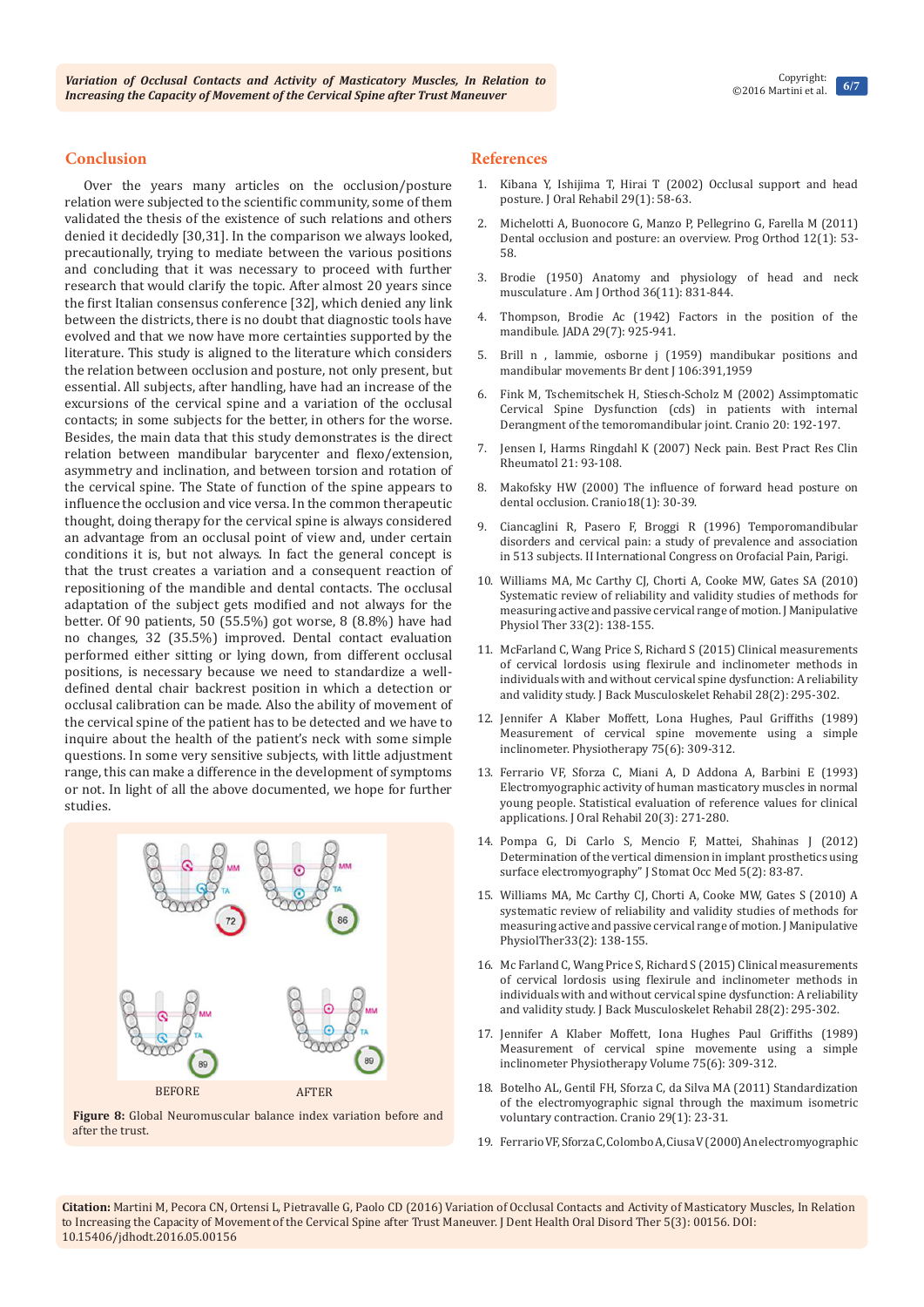## Conclusion

Over the years many articles on the occlusion/posture relation were subjected to the scientific community, some of them validated the thesis of the existence of such relations and others denied it decidedly [30,31]. In the comparison we always looked, precautionally, trying to mediate between the various positions and concluding that it was necessary to proceed with further research that would clarify the topic. After almost 20 years since the first Italian consensus conference [32], which denied any link between the districts, there is no doubt that diagnostic tools have evolved and that we now have more certainties supported by the literature. This study is aligned to the literature which considers the relation between occlusion and posture, not only present, but essential. All subjects, after handling, have had an increase of the excursions of the cervical spine and a variation of the occlusal contacts; in some subjects for the better, in others for the worse. Besides, the main data that this study demonstrates is the direct relation between mandibular barycenter and flexo/extension, asymmetry and inclination, and between torsion and rotation of the cervical spine. The State of function of the spine appears to influence the occlusion and vice versa. In the common therapeutic thought, doing therapy for the cervical spine is always considered an advantage from an occlusal point of view and, under certain conditions it is, but not always. In fact the general concept is that the trust creates a variation and a consequent reaction of repositioning of the mandible and dental contacts. The occlusal adaptation of the subject gets modified and not always for the better. Of 90 patients, 50 (55.5%) got worse, 8 (8.8%) have had no changes, 32 (35.5%) improved. Dental contact evaluation performed either sitting or lying down, from different occlusal positions, is necessary because we need to standardize a well-defined dental chair backrest position in which a detection or occlusal calibration can be made. Also the ability of movement of the cervical spine of the patient has to be detected and we have to inquire about the health of the patient's neck with some simple questions. In some very sensitive subjects, with little adjustment range, this can make a difference in the development of symptoms or not. In light of all the above documented, we hope for further studies.

BEFORE AFTER

**Figure 8:** Global Neuromuscular balance index variation before and after the trust.

## References

1. Kibana Y, Ishijima T, Hirai T (2002) Occlusal support and head posture. J Oral Rehabil 29(1): 58-63.
2. Michelotti A, Buonocore G, Manzo P, Pellegrino G, Farella M (2011) Dental occlusion and posture: an overview. Prog Orthod 12(1): 53-58.
3. Brodie (1950) Anatomy and physiology of head and neck musculature . Am J Orthod 36(11): 831-844.
4. Thompson, Brodie Ac (1942) Factors in the position of the mandible. JADA 29(7): 925-941.
5. Brill n , lammie, osborne j (1959) mandibukar positions and mandibular movements Br dent J 106:391,1959
6. Fink M, Tschemitschek H, Stiesch-Scholz M (2002) Assimptomatic Cervical Spine Dysfunction (cds) in patients with internal Derangment of the temoromandibular joint. Cranio 20: 192-197.
7. Jensen I, Harms Ringdahl K (2007) Neck pain. Best Pract Res Clin Rheumatol 21: 93-108.
8. Makofsky HW (2000) The influence of forward head posture on dental occlusion. Cranio18(1): 30-39.
9. Ciancaglini R, Pasero F, Broggi R (1996) Temporomandibular disorders and cervical pain: a study of prevalence and association in 513 subjects. II International Congress on Orofacial Pain, Parigi.
10. Williams MA, Mc Carthy CJ, Chorti A, Cooke MW, Gates SA (2010) Systematic review of reliability and validity studies of methods for measuring active and passive cervical range of motion. J Manipulative Physiol Ther 33(2): 138-155.
11. McFarland C, Wang Price S, Richard S (2015) Clinical measurements of cervical lordosis using flexirule and inclinometer methods in individuals with and without cervical spine dysfunction: A reliability and validity study. J Back Musculoskelet Rehabil 28(2): 295-302.
12. Jennifer A Klaber Moffett, Lona Hughes, Paul Griffiths (1989) Measurement of cervical spine movemente using a simple inclinometer. Physiotherapy 75(6): 309-312.
13. Ferrario VF, Sforza C, Miani A, D Addona A, Barbini E (1993) Electromyographic activity of human masticatory muscles in normal young people. Statistical evaluation of reference values for clinical applications. J Oral Rehabil 20(3): 271-280.
14. Pompa G, Di Carlo S, Mencio F, Mattei, Shahinas J (2012) Determination of the vertical dimension in implant prosthetics using surface electromyography" J Stomat Occ Med 5(2): 83-87.
15. Williams MA, Mc Carthy CJ, Chorti A, Cooke MW, Gates S (2010) A systematic review of reliability and validity studies of methods for measuring active and passive cervical range of motion. J Manipulative PhysiolTher33(2): 138-155.
16. Mc Farland C, Wang Price S, Richard S (2015) Clinical measurements of cervical lordosis using flexirule and inclinometer methods in individuals with and without cervical spine dysfunction: A reliability and validity study. J Back Musculoskelet Rehabil 28(2): 295-302.
17. Jennifer A Klaber Moffett, Iona Hughes, Paul Griffiths (1989) Measurement of cervical spine movemente using a simple inclinometer Physiotherapy Volume 75(6): 309-312.
18. Botelho AL, Gentil FH, Sforza C, da Silva MA (2011) Standardization of the electromyographic signal through the maximum isometric voluntary contraction. Cranio 29(1): 23-31.
19. Ferrario VF, Sforza C, Colombo A, Ciusa V (2000) An electromyographic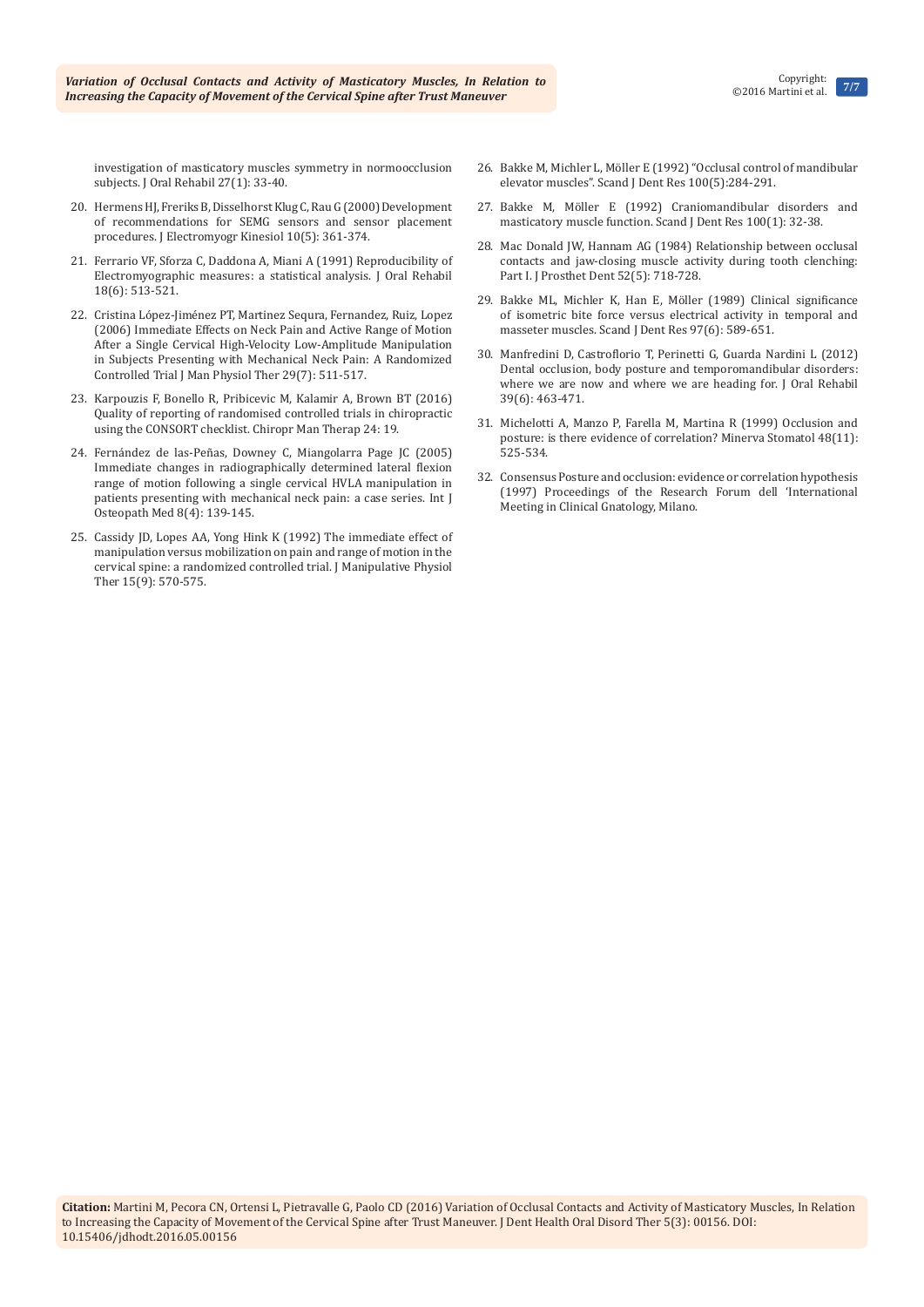investigation of masticatory muscles symmetry in normoocclusion subjects. J Oral Rehabil 27(1): 33-40.

20. Hermens HJ, Freriks B, Disselhorst Klug C, Rau G (2000) Development of recommendations for SEMG sensors and sensor placement procedures. J Electromyogr Kinesiol 10(5): 361-374.
21. Ferrario VF, Sforza C, Daddona A, Miani A (1991) Reproducibility of Electromyographic measures: a statistical analysis. J Oral Rehabil 18(6): 513-521.
22. Cristina López-Jiménez PT, Martinez Sequra, Fernandez, Ruiz, Lopez (2006) Immediate Effects on Neck Pain and Active Range of Motion After a Single Cervical High-Velocity Low-Amplitude Manipulation in Subjects Presenting with Mechanical Neck Pain: A Randomized Controlled Trial J Man Physiol Ther 29(7): 511-517.
23. Karpouzis F, Bonello R, Pribicevic M, Kalamir A, Brown BT (2016) Quality of reporting of randomised controlled trials in chiropractic using the CONSORT checklist. Chiropr Man Therap 24: 19.
24. Fernández de las-Peñas, Downey C, Miangolarra Page JC (2005) Immediate changes in radiographically determined lateral flexion range of motion following a single cervical HVLA manipulation in patients presenting with mechanical neck pain: a case series. Int J Osteopath Med 8(4): 139-145.
25. Cassidy JD, Lopes AA, Yong Hink K (1992) The immediate effect of manipulation versus mobilization on pain and range of motion in the cervical spine: a randomized controlled trial. J Manipulative Physiol Ther 15(9): 570-575.
26. Bakke M, Michler L, Möller E (1992) "Occlusal control of mandibular elevator muscles". Scand J Dent Res 100(5):284-291.
27. Bakke M, Möller E (1992) Craniomandibular disorders and masticatory muscle function. Scand J Dent Res 100(1): 32-38.
28. Mac Donald JW, Hannam AG (1984) Relationship between occlusal contacts and jaw-closing muscle activity during tooth clenching: Part I. J Prosthet Dent 52(5): 718-728.
29. Bakke ML, Michler K, Han E, Möller (1989) Clinical significance of isometric bite force versus electrical activity in temporal and masseter muscles. Scand J Dent Res 97(6): 589-651.
30. Manfredini D, Castroflorio T, Perinetti G, Guarda Nardini L (2012) Dental occlusion, body posture and temporomandibular disorders: where we are now and where we are heading for. J Oral Rehabil 39(6): 463-471.
31. Michelotti A, Manzo P, Farella M, Martina R (1999) Occlusion and posture: is there evidence of correlation? Minerva Stomatol 48(11): 525-534.
32. Consensus Posture and occlusion: evidence or correlation hypothesis (1997) Proceedings of the Research Forum dell 'International Meeting in Clinical Gnatology, Milano.

**Citation:** Martini M, Pecora CN, Ortensi L, Pietravalle G, Paolo CD (2016) Variation of Occlusal Contacts and Activity of Masticatory Muscles, In Relation to Increasing the Capacity of Movement of the Cervical Spine after Trust Maneuver. J Dent Health Oral Disord Ther 5(3): 00156. DOI: 10.15406/jdhodt.2016.05.00156